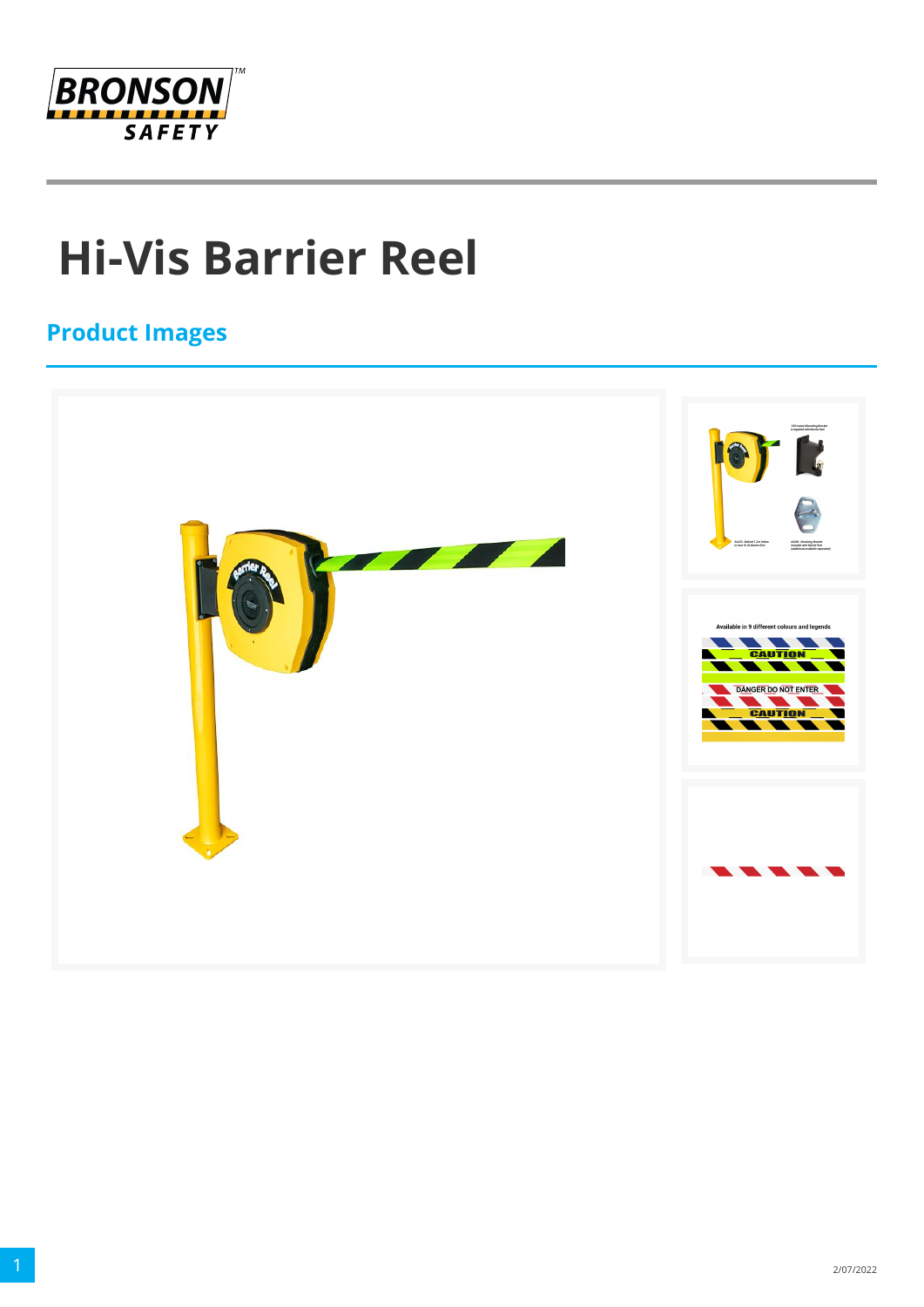# Hi-Vis Barrier Reel

## Product Images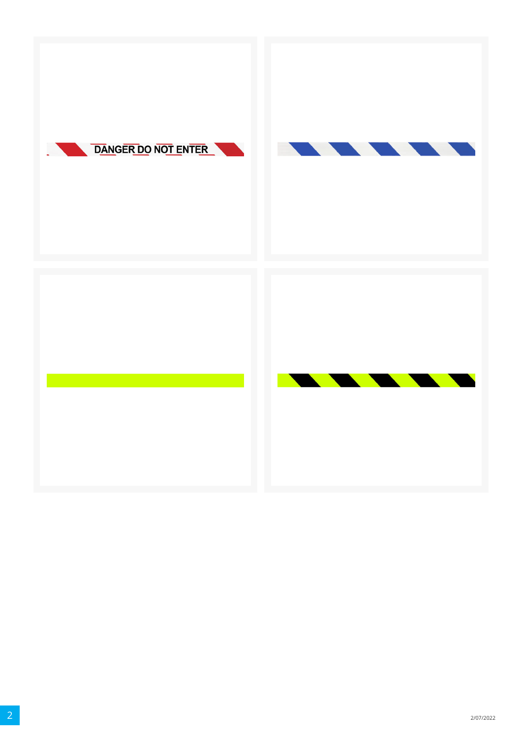DANGER DO NOT ENTER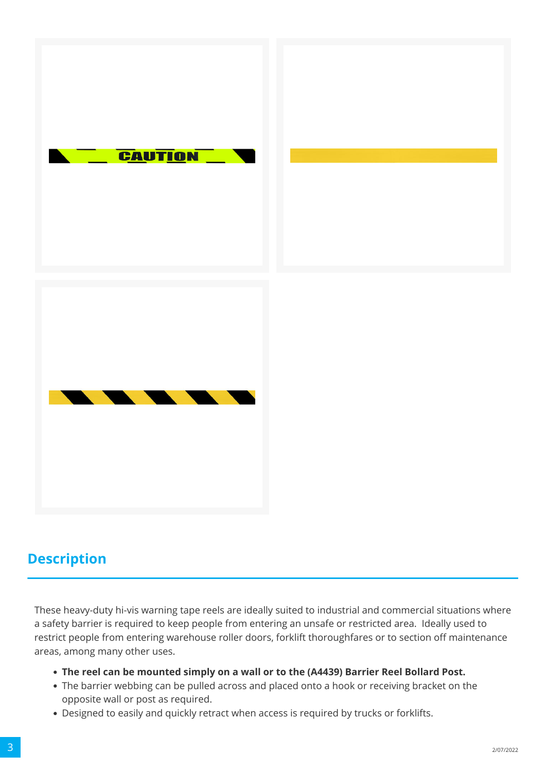## Description

These heavy-duty hi-vis warning tape reels are ideally suited to industrial and commercial situations where a safety barrier is required to keep people from entering an unsafe or restricted area. Ideally used to restrict people from entering warehouse roller doors, forklift thoroughfares or to section off maintenance areas, among many other uses.

- **The reel can be mounted simply on a wall or to the (A4439) Barrier Reel Bollard Post.**
- The barrier webbing can be pulled across and placed onto a hook or receiving bracket on the opposite wall or post as required.
- Designed to easily and quickly retract when access is required by trucks or forklifts.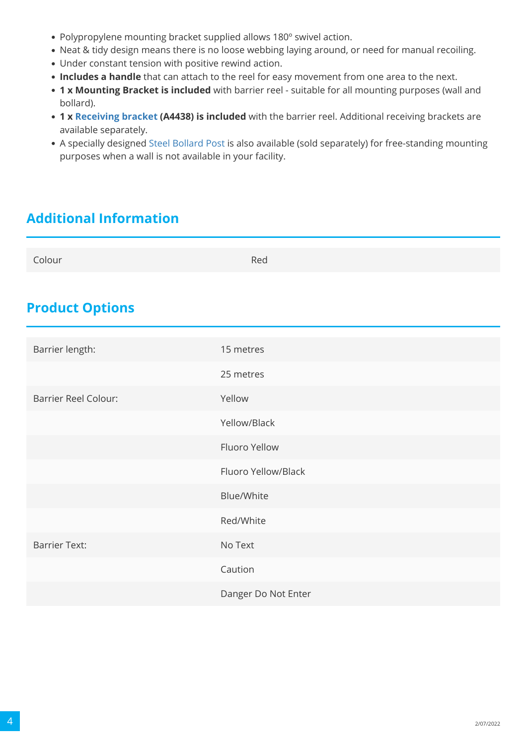- Polypropylene mounting bracket supplied allows 180º swivel action.
- Neat & tidy design means there is no loose webbing laying around, or need for manual recoiling.
- Under constant tension with positive rewind action.
- **Includes a handle** that can attach to the reel for easy movement from one area to the next.
- **1 x Mounting Bracket is included** with barrier reel - suitable for all mounting purposes (wall and bollard).
- **1 x Receiving bracket (A4438) is included** with the barrier reel. Additional receiving brackets are available separately.
- A specially designed Steel Bollard Post is also available (sold separately) for free-standing mounting purposes when a wall is not available in your facility.

## Additional Information

| | |
|---|---|
| Colour | Red |

## Product Options

| | |
|---|---|
| Barrier length: | 15 metres |
| | 25 metres |
| Barrier Reel Colour: | Yellow |
| | Yellow/Black |
| | Fluoro Yellow |
| | Fluoro Yellow/Black |
| | Blue/White |
| | Red/White |
| Barrier Text: | No Text |
| | Caution |
| | Danger Do Not Enter |

2/07/2022